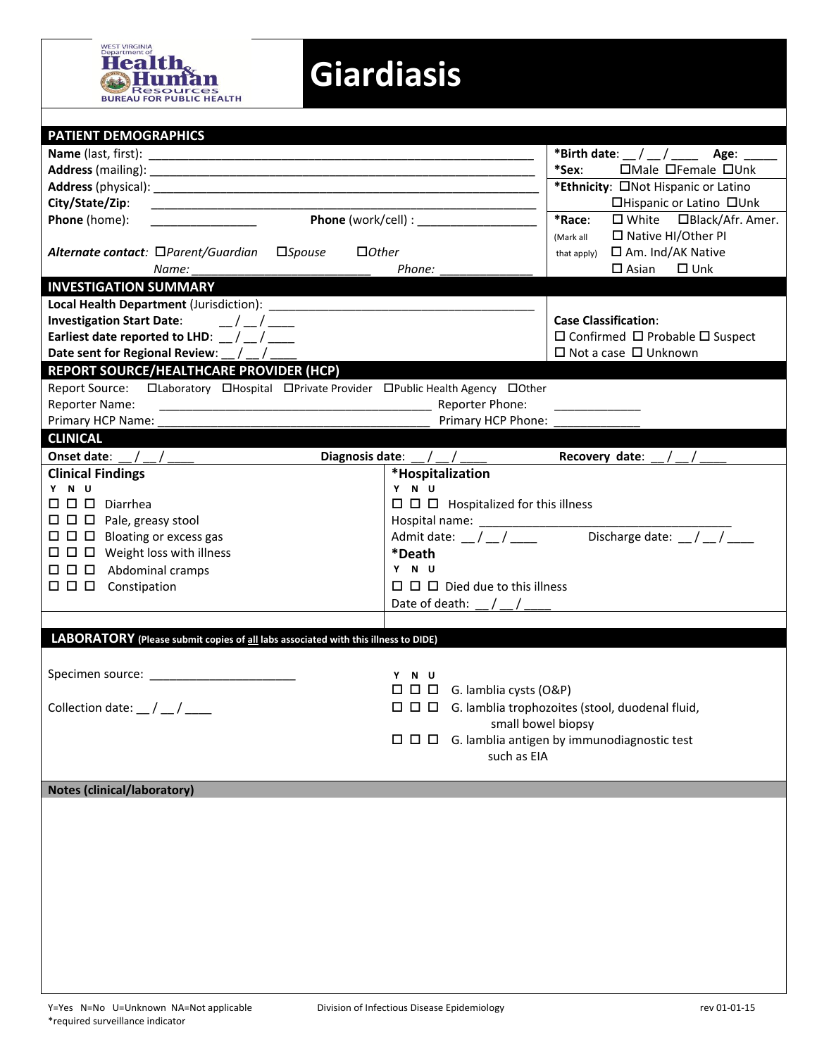WEST VIRGINIA Department of Health & Human Resources BUREAU FOR PUBLIC HEALTH

# Giardiasis

## PATIENT DEMOGRAPHICS

**Name** (last, first): ____________________________________________

**Address** (mailing): ____________________________________________

**Address** (physical): ____________________________________________

**City/State/Zip**: ____________________________________________

**Phone** (home): ________________ **Phone** (work/cell) : __________________

***Alternate contact:*** *☐Parent/Guardian ☐Spouse ☐Other*

*Name:* ___________________________ *Phone:* ______________

***Birth date**: __ / __ / ____ **Age**: _____

***Sex**: ☐Male ☐Female ☐Unk

***Ethnicity**: ☐Not Hispanic or Latino ☐Hispanic or Latino ☐Unk

***Race**: (Mark all that apply) ☐ White ☐Black/Afr. Amer. ☐ Native HI/Other PI ☐ Am. Ind/AK Native ☐ Asian ☐ Unk

## INVESTIGATION SUMMARY

**Local Health Department** (Jurisdiction): ________________________________________

**Investigation Start Date**: __ / __ / ____

**Earliest date reported to LHD**: __ / __ / ____

**Date sent for Regional Review**: __ / __ / ____

**Case Classification**:
☐ Confirmed ☐ Probable ☐ Suspect
☐ Not a case ☐ Unknown

## REPORT SOURCE/HEALTHCARE PROVIDER (HCP)

Report Source: ☐Laboratory ☐Hospital ☐Private Provider ☐Public Health Agency ☐Other

Reporter Name: ________________________________________ Reporter Phone: _____________

Primary HCP Name: ________________________________________ Primary HCP Phone: _____________

## CLINICAL

**Onset date**: __ / __ / ____ **Diagnosis date**: __ / __ / ____ **Recovery date**: __ / __ / ____

### Clinical Findings

| Y | N | U | |
|---|---|---|---|
| ☐ | ☐ | ☐ | Diarrhea |
| ☐ | ☐ | ☐ | Pale, greasy stool |
| ☐ | ☐ | ☐ | Bloating or excess gas |
| ☐ | ☐ | ☐ | Weight loss with illness |
| ☐ | ☐ | ☐ | Abdominal cramps |
| ☐ | ☐ | ☐ | Constipation |

### *Hospitalization

| Y | N | U | |
|---|---|---|---|
| ☐ | ☐ | ☐ | Hospitalized for this illness |

Hospital name: ________________________________________

Admit date: __ / __ / ____ Discharge date: __ / __ / ____

### *Death

| Y | N | U | |
|---|---|---|---|
| ☐ | ☐ | ☐ | Died due to this illness |

Date of death: __ / __ / ____

## LABORATORY (Please submit copies of all labs associated with this illness to DIDE)

Specimen source: ______________________

Collection date: __ / __ / ____

| Y | N | U | |
|---|---|---|---|
| ☐ | ☐ | ☐ | G. lamblia cysts (O&P) |
| ☐ | ☐ | ☐ | G. lamblia trophozoites (stool, duodenal fluid, small bowel biopsy |
| ☐ | ☐ | ☐ | G. lamblia antigen by immunodiagnostic test such as EIA |

## Notes (clinical/laboratory)

Y=Yes N=No U=Unknown NA=Not applicable
*required surveillance indicator

Division of Infectious Disease Epidemiology

rev 01-01-15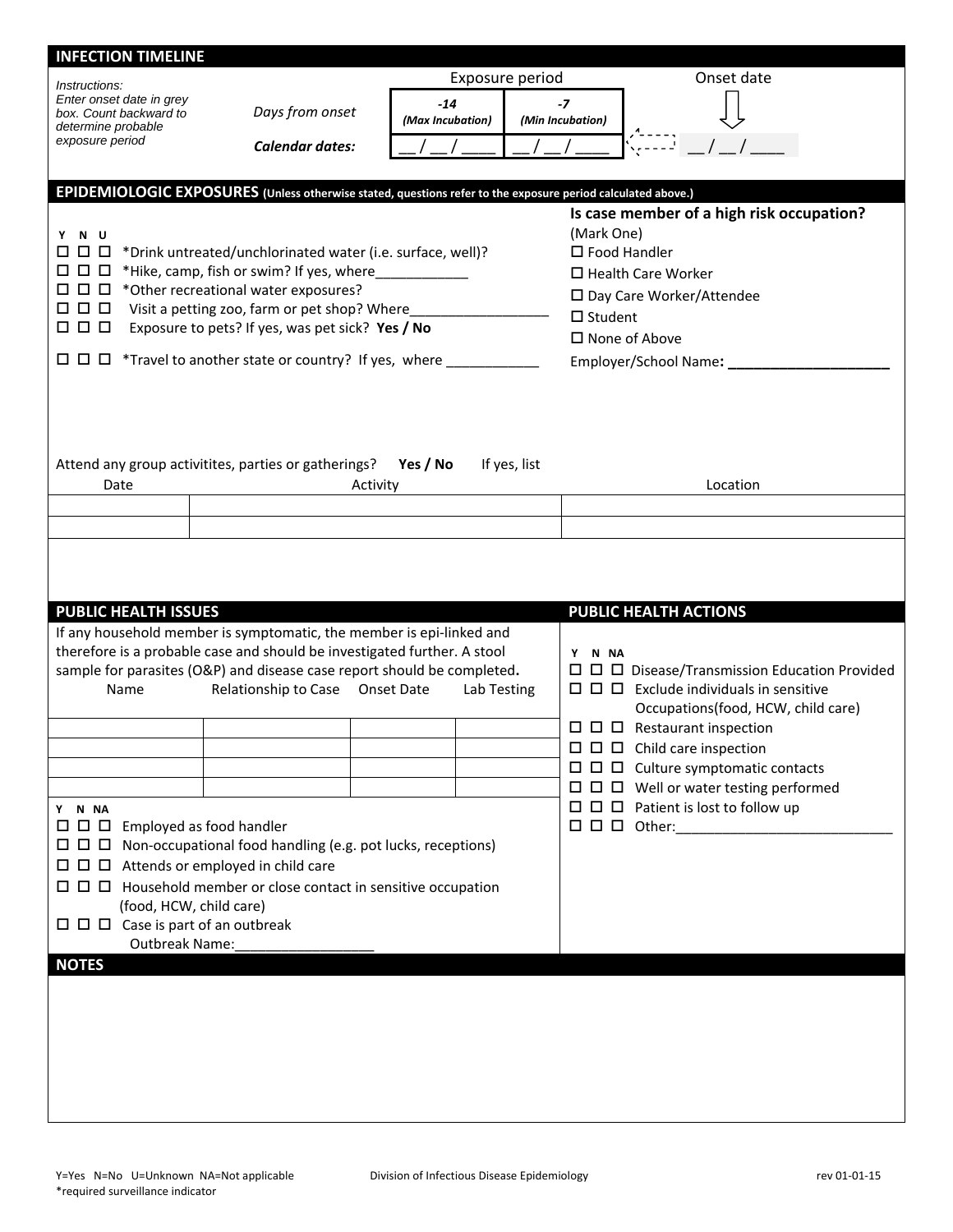## INFECTION TIMELINE

*Instructions: Enter onset date in grey box. Count backward to determine probable exposure period*

| | Exposure period | | Onset date |
|---|---|---|---|
| *Days from onset* | ***-14*** ***(Max Incubation)*** | ***-7*** ***(Min Incubation)*** | ⇩ |
| ***Calendar dates:*** | __ / __ / ____ | __ / __ / ____ | __ / __ / ____ |

## EPIDEMIOLOGIC EXPOSURES (Unless otherwise stated, questions refer to the exposure period calculated above.)

Y N U

- ☐ ☐ ☐ *Drink untreated/unchlorinated water (i.e. surface, well)?
- ☐ ☐ ☐ *Hike, camp, fish or swim? If yes, where____________
- ☐ ☐ ☐ *Other recreational water exposures?
- ☐ ☐ ☐ Visit a petting zoo, farm or pet shop? Where__________________
- ☐ ☐ ☐ Exposure to pets? If yes, was pet sick? **Yes / No**
- ☐ ☐ ☐ *Travel to another state or country? If yes, where ____________

**Is case member of a high risk occupation?**

(Mark One)

- ☐ Food Handler
- ☐ Health Care Worker
- ☐ Day Care Worker/Attendee
- ☐ Student
- ☐ None of Above

Employer/School Name**: ____________________**

Attend any group activitites, parties or gatherings? **Yes / No** If yes, list

| Date | Activity | Location |
|---|---|---|
| | | |
| | | |

## PUBLIC HEALTH ISSUES

If any household member is symptomatic, the member is epi-linked and therefore is a probable case and should be investigated further. A stool sample for parasites (O&P) and disease case report should be completed**.**

| Name | Relationship to Case | Onset Date | Lab Testing |
|---|---|---|---|
| | | | |
| | | | |
| | | | |
| | | | |

Y N NA

- ☐ ☐ ☐ Employed as food handler
- ☐ ☐ ☐ Non-occupational food handling (e.g. pot lucks, receptions)
- ☐ ☐ ☐ Attends or employed in child care
- ☐ ☐ ☐ Household member or close contact in sensitive occupation (food, HCW, child care)
- ☐ ☐ ☐ Case is part of an outbreak
  Outbreak Name:__________________

## PUBLIC HEALTH ACTIONS

Y N NA

- ☐ ☐ ☐ Disease/Transmission Education Provided
- ☐ ☐ ☐ Exclude individuals in sensitive Occupations(food, HCW, child care)
- ☐ ☐ ☐ Restaurant inspection
- ☐ ☐ ☐ Child care inspection
- ☐ ☐ ☐ Culture symptomatic contacts
- ☐ ☐ ☐ Well or water testing performed
- ☐ ☐ ☐ Patient is lost to follow up
- ☐ ☐ ☐ Other:____________________________

## NOTES

Y=Yes N=No U=Unknown NA=Not applicable
*required surveillance indicator

Division of Infectious Disease Epidemiology

rev 01-01-15